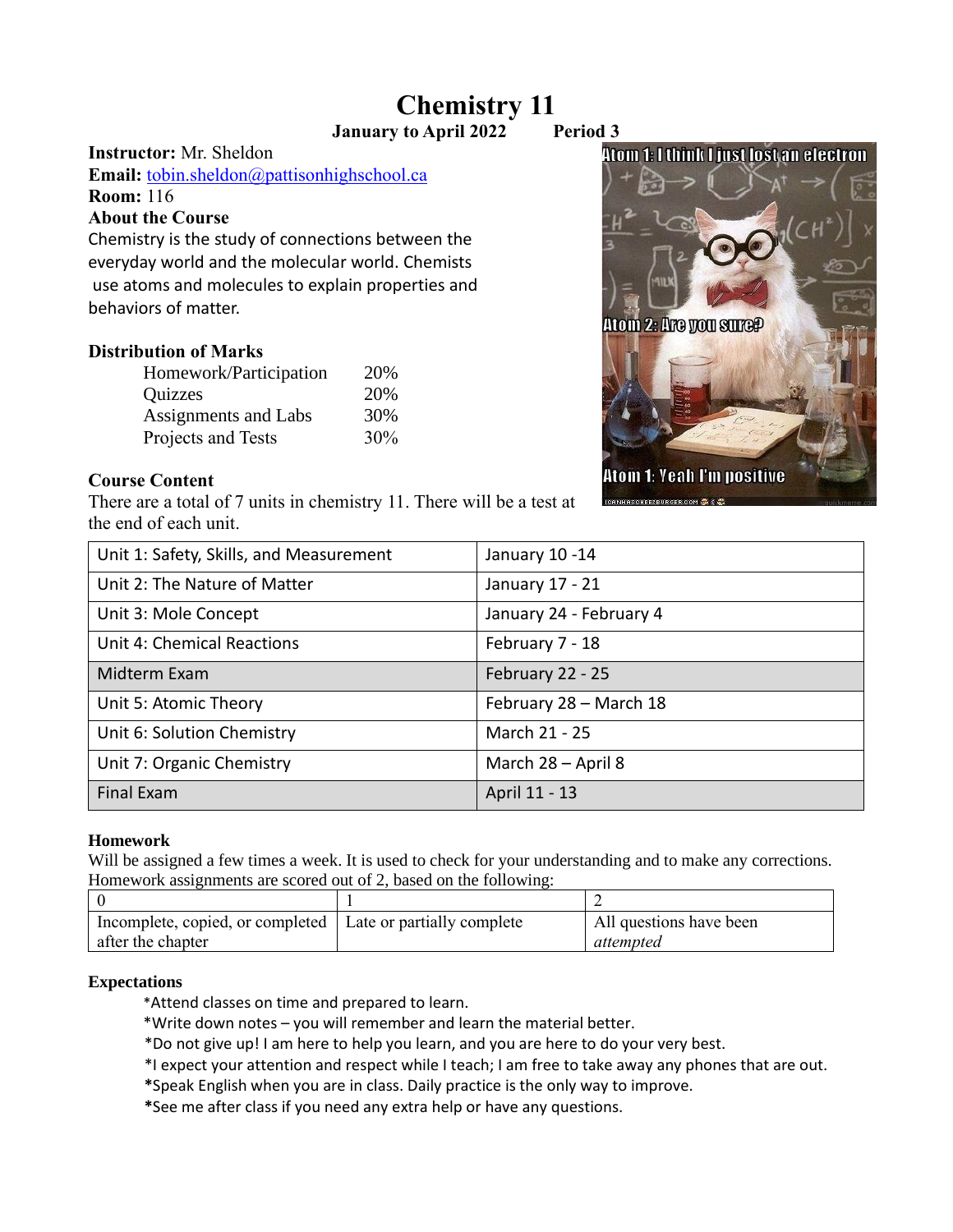# Chemistry 11

**January to April 2022 Period 3**

**Instructor:** Mr. Sheldon
**Email:** tobin.sheldon@pattisonhighschool.ca
**Room:** 116

### About the Course

Chemistry is the study of connections between the everyday world and the molecular world. Chemists use atoms and molecules to explain properties and behaviors of matter.

### Distribution of Marks

| Homework/Participation | 20% |
|---|---|
| Quizzes | 20% |
| Assignments and Labs | 30% |
| Projects and Tests | 30% |

### Course Content

There are a total of 7 units in chemistry 11. There will be a test at the end of each unit.

| Unit | Dates |
|---|---|
| Unit 1: Safety, Skills, and Measurement | January 10 -14 |
| Unit 2: The Nature of Matter | January 17 - 21 |
| Unit 3: Mole Concept | January 24 - February 4 |
| Unit 4: Chemical Reactions | February 7 - 18 |
| Midterm Exam | February 22 - 25 |
| Unit 5: Atomic Theory | February 28 – March 18 |
| Unit 6: Solution Chemistry | March 21 - 25 |
| Unit 7: Organic Chemistry | March 28 – April 8 |
| Final Exam | April 11 - 13 |

### Homework

Will be assigned a few times a week. It is used to check for your understanding and to make any corrections. Homework assignments are scored out of 2, based on the following:

| 0 | 1 | 2 |
|---|---|---|
| Incomplete, copied, or completed after the chapter | Late or partially complete | All questions have been *attempted* |

### Expectations

*Attend classes on time and prepared to learn.
*Write down notes – you will remember and learn the material better.
*Do not give up! I am here to help you learn, and you are here to do your very best.
*I expect your attention and respect while I teach; I am free to take away any phones that are out.
*Speak English when you are in class. Daily practice is the only way to improve.
*See me after class if you need any extra help or have any questions.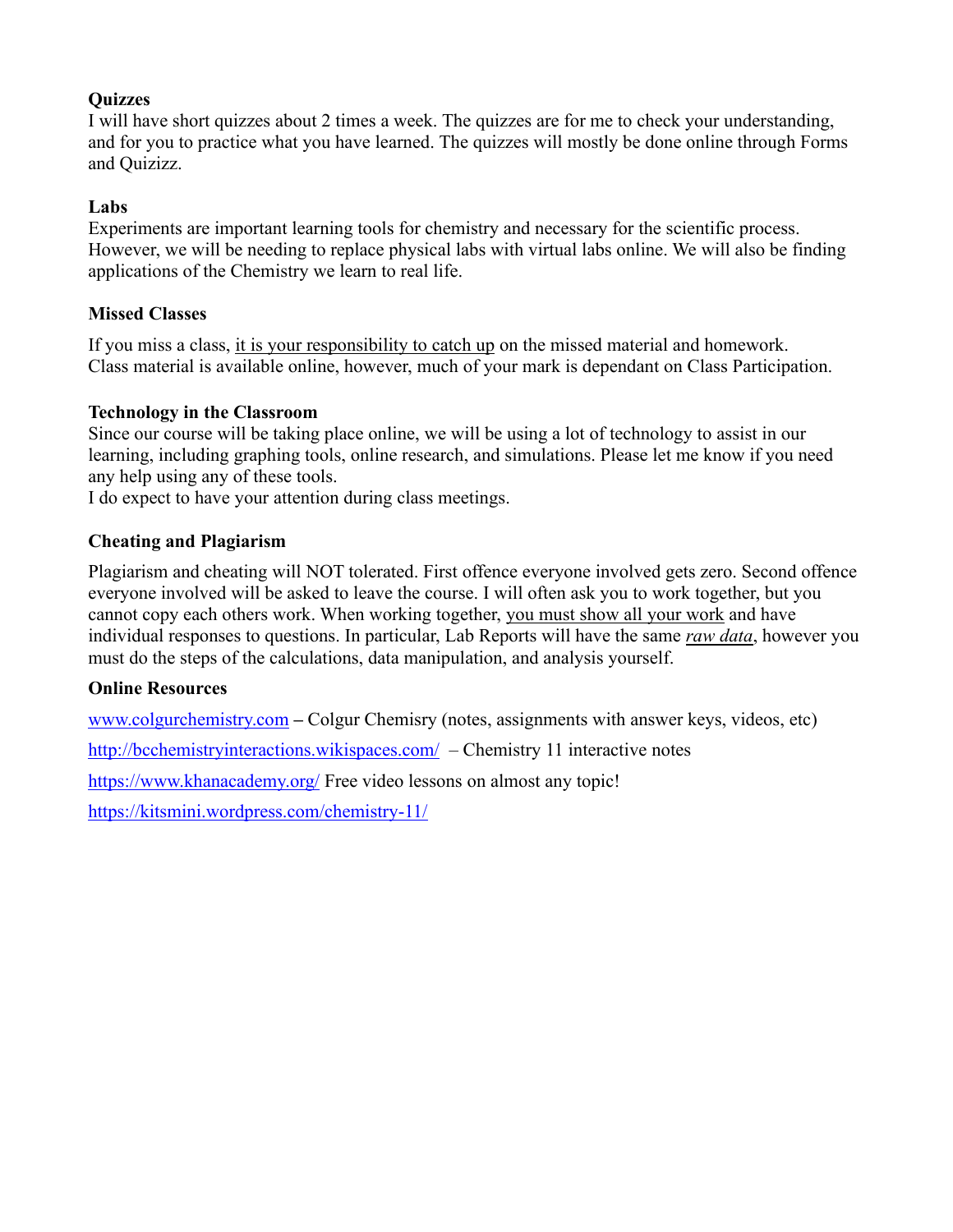**Quizzes**
I will have short quizzes about 2 times a week. The quizzes are for me to check your understanding, and for you to practice what you have learned. The quizzes will mostly be done online through Forms and Quizizz.

**Labs**
Experiments are important learning tools for chemistry and necessary for the scientific process. However, we will be needing to replace physical labs with virtual labs online. We will also be finding applications of the Chemistry we learn to real life.

**Missed Classes**

If you miss a class, it is your responsibility to catch up on the missed material and homework. Class material is available online, however, much of your mark is dependant on Class Participation.

**Technology in the Classroom**
Since our course will be taking place online, we will be using a lot of technology to assist in our learning, including graphing tools, online research, and simulations. Please let me know if you need any help using any of these tools.
I do expect to have your attention during class meetings.

**Cheating and Plagiarism**

Plagiarism and cheating will NOT tolerated. First offence everyone involved gets zero. Second offence everyone involved will be asked to leave the course. I will often ask you to work together, but you cannot copy each others work. When working together, you must show all your work and have individual responses to questions. In particular, Lab Reports will have the same ***raw data***, however you must do the steps of the calculations, data manipulation, and analysis yourself.

**Online Resources**

www.colgurchemistry.com **–** Colgur Chemisry (notes, assignments with answer keys, videos, etc)

http://bcchemistryinteractions.wikispaces.com/ – Chemistry 11 interactive notes

https://www.khanacademy.org/ Free video lessons on almost any topic!

https://kitsmini.wordpress.com/chemistry-11/